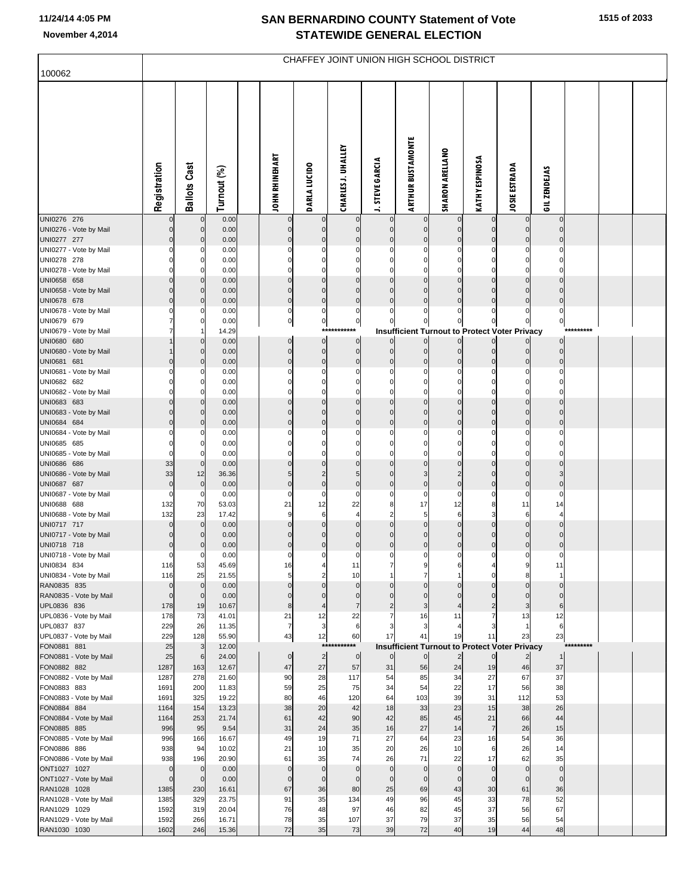# SAN BERNARDINO COUNTY Statement of Vote

## STATEWIDE GENERAL ELECTION

11/24/14 4:05 PM

November 4,2014

### CHAFFEY JOINT UNION HIGH SCHOOL DISTRICT

100062

| | Registration | Ballots Cast | Turnout (%) | JOHN RHINEHART | DARLA LUCIDO | CHARLES J. UHALLEY | J. STEVE GARCIA | ARTHUR BUSTAMONTE | SHARON ARELLANO | KATHY ESPINOSA | JOSIE ESTRADA | GIL ZENDEJAS |
|---|---|---|---|---|---|---|---|---|---|---|---|---|
| UNI0276 276 | 0 | 0 | 0.00 | 0 | 0 | 0 | 0 | 0 | 0 | 0 | 0 | 0 |
| UNI0276 - Vote by Mail | 0 | 0 | 0.00 | 0 | 0 | 0 | 0 | 0 | 0 | 0 | 0 | 0 |
| UNI0277 277 | 0 | 0 | 0.00 | 0 | 0 | 0 | 0 | 0 | 0 | 0 | 0 | 0 |
| UNI0277 - Vote by Mail | 0 | 0 | 0.00 | 0 | 0 | 0 | 0 | 0 | 0 | 0 | 0 | 0 |
| UNI0278 278 | 0 | 0 | 0.00 | 0 | 0 | 0 | 0 | 0 | 0 | 0 | 0 | 0 |
| UNI0278 - Vote by Mail | 0 | 0 | 0.00 | 0 | 0 | 0 | 0 | 0 | 0 | 0 | 0 | 0 |
| UNI0658 658 | 0 | 0 | 0.00 | 0 | 0 | 0 | 0 | 0 | 0 | 0 | 0 | 0 |
| UNI0658 - Vote by Mail | 0 | 0 | 0.00 | 0 | 0 | 0 | 0 | 0 | 0 | 0 | 0 | 0 |
| UNI0678 678 | 0 | 0 | 0.00 | 0 | 0 | 0 | 0 | 0 | 0 | 0 | 0 | 0 |
| UNI0678 - Vote by Mail | 0 | 0 | 0.00 | 0 | 0 | 0 | 0 | 0 | 0 | 0 | 0 | 0 |
| UNI0679 679 | 7 | 0 | 0.00 | 0 | 0 | 0 | 0 | 0 | 0 | 0 | 0 | 0 |
| UNI0679 - Vote by Mail | 7 | 1 | 14.29 | *********** Insufficient Turnout to Protect Voter Privacy ********* | | | | | | | | |
| UNI0680 680 | 1 | 0 | 0.00 | 0 | 0 | 0 | 0 | 0 | 0 | 0 | 0 | 0 |
| UNI0680 - Vote by Mail | 1 | 0 | 0.00 | 0 | 0 | 0 | 0 | 0 | 0 | 0 | 0 | 0 |
| UNI0681 681 | 0 | 0 | 0.00 | 0 | 0 | 0 | 0 | 0 | 0 | 0 | 0 | 0 |
| UNI0681 - Vote by Mail | 0 | 0 | 0.00 | 0 | 0 | 0 | 0 | 0 | 0 | 0 | 0 | 0 |
| UNI0682 682 | 0 | 0 | 0.00 | 0 | 0 | 0 | 0 | 0 | 0 | 0 | 0 | 0 |
| UNI0682 - Vote by Mail | 0 | 0 | 0.00 | 0 | 0 | 0 | 0 | 0 | 0 | 0 | 0 | 0 |
| UNI0683 683 | 0 | 0 | 0.00 | 0 | 0 | 0 | 0 | 0 | 0 | 0 | 0 | 0 |
| UNI0683 - Vote by Mail | 0 | 0 | 0.00 | 0 | 0 | 0 | 0 | 0 | 0 | 0 | 0 | 0 |
| UNI0684 684 | 0 | 0 | 0.00 | 0 | 0 | 0 | 0 | 0 | 0 | 0 | 0 | 0 |
| UNI0684 - Vote by Mail | 0 | 0 | 0.00 | 0 | 0 | 0 | 0 | 0 | 0 | 0 | 0 | 0 |
| UNI0685 685 | 0 | 0 | 0.00 | 0 | 0 | 0 | 0 | 0 | 0 | 0 | 0 | 0 |
| UNI0685 - Vote by Mail | 0 | 0 | 0.00 | 0 | 0 | 0 | 0 | 0 | 0 | 0 | 0 | 0 |
| UNI0686 686 | 33 | 0 | 0.00 | 0 | 0 | 0 | 0 | 0 | 0 | 0 | 0 | 0 |
| UNI0686 - Vote by Mail | 33 | 12 | 36.36 | 5 | 2 | 5 | 0 | 3 | 2 | 0 | 0 | 3 |
| UNI0687 687 | 0 | 0 | 0.00 | 0 | 0 | 0 | 0 | 0 | 0 | 0 | 0 | 0 |
| UNI0687 - Vote by Mail | 0 | 0 | 0.00 | 0 | 0 | 0 | 0 | 0 | 0 | 0 | 0 | 0 |
| UNI0688 688 | 132 | 70 | 53.03 | 21 | 12 | 22 | 8 | 17 | 12 | 8 | 11 | 14 |
| UNI0688 - Vote by Mail | 132 | 23 | 17.42 | 9 | 6 | 4 | 2 | 5 | 6 | 3 | 6 | 4 |
| UNI0717 717 | 0 | 0 | 0.00 | 0 | 0 | 0 | 0 | 0 | 0 | 0 | 0 | 0 |
| UNI0717 - Vote by Mail | 0 | 0 | 0.00 | 0 | 0 | 0 | 0 | 0 | 0 | 0 | 0 | 0 |
| UNI0718 718 | 0 | 0 | 0.00 | 0 | 0 | 0 | 0 | 0 | 0 | 0 | 0 | 0 |
| UNI0718 - Vote by Mail | 0 | 0 | 0.00 | 0 | 0 | 0 | 0 | 0 | 0 | 0 | 0 | 0 |
| UNI0834 834 | 116 | 53 | 45.69 | 16 | 4 | 11 | 7 | 9 | 6 | 4 | 9 | 11 |
| UNI0834 - Vote by Mail | 116 | 25 | 21.55 | 5 | 2 | 10 | 1 | 7 | 1 | 0 | 8 | 1 |
| RAN0835 835 | 0 | 0 | 0.00 | 0 | 0 | 0 | 0 | 0 | 0 | 0 | 0 | 0 |
| RAN0835 - Vote by Mail | 0 | 0 | 0.00 | 0 | 0 | 0 | 0 | 0 | 0 | 0 | 0 | 0 |
| UPL0836 836 | 178 | 19 | 10.67 | 8 | 4 | 7 | 2 | 3 | 4 | 2 | 3 | 6 |
| UPL0836 - Vote by Mail | 178 | 73 | 41.01 | 21 | 12 | 22 | 7 | 16 | 11 | 7 | 13 | 12 |
| UPL0837 837 | 229 | 26 | 11.35 | 7 | 3 | 6 | 3 | 3 | 4 | 3 | 1 | 6 |
| UPL0837 - Vote by Mail | 229 | 128 | 55.90 | 43 | 12 | 60 | 17 | 41 | 19 | 11 | 23 | 23 |
| FON0881 881 | 25 | 3 | 12.00 | *********** Insufficient Turnout to Protect Voter Privacy ********* | | | | | | | | |
| FON0881 - Vote by Mail | 25 | 6 | 24.00 | 0 | 2 | 0 | 0 | 0 | 2 | 0 | 2 | 1 |
| FON0882 882 | 1287 | 163 | 12.67 | 47 | 27 | 57 | 31 | 56 | 24 | 19 | 46 | 37 |
| FON0882 - Vote by Mail | 1287 | 278 | 21.60 | 90 | 28 | 117 | 54 | 85 | 34 | 27 | 67 | 37 |
| FON0883 883 | 1691 | 200 | 11.83 | 59 | 25 | 75 | 34 | 54 | 22 | 17 | 56 | 38 |
| FON0883 - Vote by Mail | 1691 | 325 | 19.22 | 80 | 46 | 120 | 64 | 103 | 39 | 31 | 112 | 53 |
| FON0884 884 | 1164 | 154 | 13.23 | 38 | 20 | 42 | 18 | 33 | 23 | 15 | 38 | 26 |
| FON0884 - Vote by Mail | 1164 | 253 | 21.74 | 61 | 42 | 90 | 42 | 85 | 45 | 21 | 66 | 44 |
| FON0885 885 | 996 | 95 | 9.54 | 31 | 24 | 35 | 16 | 27 | 14 | 7 | 26 | 15 |
| FON0885 - Vote by Mail | 996 | 166 | 16.67 | 49 | 19 | 71 | 27 | 64 | 23 | 16 | 54 | 36 |
| FON0886 886 | 938 | 94 | 10.02 | 21 | 10 | 35 | 20 | 26 | 10 | 6 | 26 | 14 |
| FON0886 - Vote by Mail | 938 | 196 | 20.90 | 61 | 35 | 74 | 26 | 71 | 22 | 17 | 62 | 35 |
| ONT1027 1027 | 0 | 0 | 0.00 | 0 | 0 | 0 | 0 | 0 | 0 | 0 | 0 | 0 |
| ONT1027 - Vote by Mail | 0 | 0 | 0.00 | 0 | 0 | 0 | 0 | 0 | 0 | 0 | 0 | 0 |
| RAN1028 1028 | 1385 | 230 | 16.61 | 67 | 36 | 80 | 25 | 69 | 43 | 30 | 61 | 36 |
| RAN1028 - Vote by Mail | 1385 | 329 | 23.75 | 91 | 35 | 134 | 49 | 96 | 45 | 33 | 78 | 52 |
| RAN1029 1029 | 1592 | 319 | 20.04 | 76 | 48 | 97 | 46 | 82 | 45 | 37 | 56 | 67 |
| RAN1029 - Vote by Mail | 1592 | 266 | 16.71 | 78 | 35 | 107 | 37 | 79 | 37 | 35 | 56 | 54 |
| RAN1030 1030 | 1602 | 246 | 15.36 | 72 | 35 | 73 | 39 | 72 | 40 | 19 | 44 | 48 |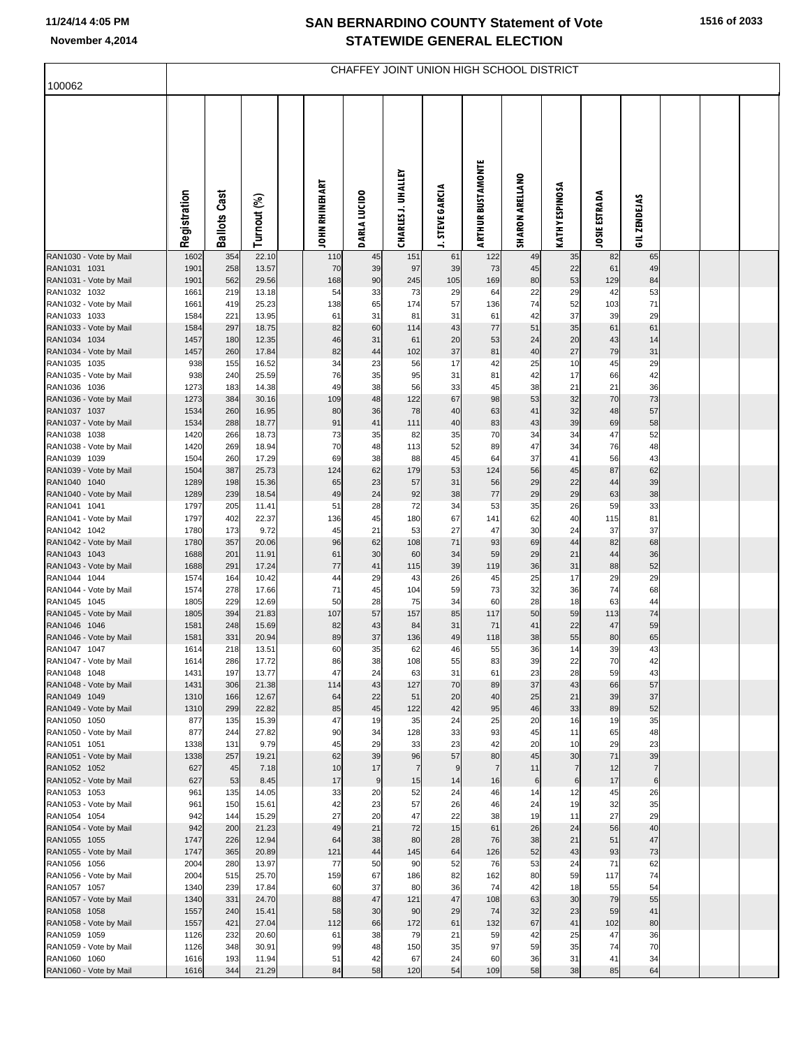# SAN BERNARDINO COUNTY Statement of Vote
## STATEWIDE GENERAL ELECTION

November 4,2014

CHAFFEY JOINT UNION HIGH SCHOOL DISTRICT

100062

| | Registration | Ballots Cast | Turnout (%) | | JOHN RHINEHART | DARLA LUCIDO | CHARLES J. UHALLEY | J. STEVE GARCIA | ARTHUR BUSTAMONTE | SHARON ARELLANO | KATHY ESPINOSA | JOSIE ESTRADA | GIL ZENDEJAS | | | |
|---|---|---|---|---|---|---|---|---|---|---|---|---|---|---|---|---|
| RAN1030 - Vote by Mail | 1602 | 354 | 22.10 | | 110 | 45 | 151 | 61 | 122 | 49 | 35 | 82 | 65 | | | |
| RAN1031 1031 | 1901 | 258 | 13.57 | | 70 | 39 | 97 | 39 | 73 | 45 | 22 | 61 | 49 | | | |
| RAN1031 - Vote by Mail | 1901 | 562 | 29.56 | | 168 | 90 | 245 | 105 | 169 | 80 | 53 | 129 | 84 | | | |
| RAN1032 1032 | 1661 | 219 | 13.18 | | 54 | 33 | 73 | 29 | 64 | 22 | 29 | 42 | 53 | | | |
| RAN1032 - Vote by Mail | 1661 | 419 | 25.23 | | 138 | 65 | 174 | 57 | 136 | 74 | 52 | 103 | 71 | | | |
| RAN1033 1033 | 1584 | 221 | 13.95 | | 61 | 31 | 81 | 31 | 61 | 42 | 37 | 39 | 29 | | | |
| RAN1033 - Vote by Mail | 1584 | 297 | 18.75 | | 82 | 60 | 114 | 43 | 77 | 51 | 35 | 61 | 61 | | | |
| RAN1034 1034 | 1457 | 180 | 12.35 | | 46 | 31 | 61 | 20 | 53 | 24 | 20 | 43 | 14 | | | |
| RAN1034 - Vote by Mail | 1457 | 260 | 17.84 | | 82 | 44 | 102 | 37 | 81 | 40 | 27 | 79 | 31 | | | |
| RAN1035 1035 | 938 | 155 | 16.52 | | 34 | 23 | 56 | 17 | 42 | 25 | 10 | 45 | 29 | | | |
| RAN1035 - Vote by Mail | 938 | 240 | 25.59 | | 76 | 35 | 95 | 31 | 81 | 42 | 17 | 66 | 42 | | | |
| RAN1036 1036 | 1273 | 183 | 14.38 | | 49 | 38 | 56 | 33 | 45 | 38 | 21 | 21 | 36 | | | |
| RAN1036 - Vote by Mail | 1273 | 384 | 30.16 | | 109 | 48 | 122 | 67 | 98 | 53 | 32 | 70 | 73 | | | |
| RAN1037 1037 | 1534 | 260 | 16.95 | | 80 | 36 | 78 | 40 | 63 | 41 | 32 | 48 | 57 | | | |
| RAN1037 - Vote by Mail | 1534 | 288 | 18.77 | | 91 | 41 | 111 | 40 | 83 | 43 | 39 | 69 | 58 | | | |
| RAN1038 1038 | 1420 | 266 | 18.73 | | 73 | 35 | 82 | 35 | 70 | 34 | 34 | 47 | 52 | | | |
| RAN1038 - Vote by Mail | 1420 | 269 | 18.94 | | 70 | 48 | 113 | 52 | 89 | 47 | 34 | 76 | 48 | | | |
| RAN1039 1039 | 1504 | 260 | 17.29 | | 69 | 38 | 88 | 45 | 64 | 37 | 41 | 56 | 43 | | | |
| RAN1039 - Vote by Mail | 1504 | 387 | 25.73 | | 124 | 62 | 179 | 53 | 124 | 56 | 45 | 87 | 62 | | | |
| RAN1040 1040 | 1289 | 198 | 15.36 | | 65 | 23 | 57 | 31 | 56 | 29 | 22 | 44 | 39 | | | |
| RAN1040 - Vote by Mail | 1289 | 239 | 18.54 | | 49 | 24 | 92 | 38 | 77 | 29 | 29 | 63 | 38 | | | |
| RAN1041 1041 | 1797 | 205 | 11.41 | | 51 | 28 | 72 | 34 | 53 | 35 | 26 | 59 | 33 | | | |
| RAN1041 - Vote by Mail | 1797 | 402 | 22.37 | | 136 | 45 | 180 | 67 | 141 | 62 | 40 | 115 | 81 | | | |
| RAN1042 1042 | 1780 | 173 | 9.72 | | 45 | 21 | 53 | 27 | 47 | 30 | 24 | 37 | 37 | | | |
| RAN1042 - Vote by Mail | 1780 | 357 | 20.06 | | 96 | 62 | 108 | 71 | 93 | 69 | 44 | 82 | 68 | | | |
| RAN1043 1043 | 1688 | 201 | 11.91 | | 61 | 30 | 60 | 34 | 59 | 29 | 21 | 44 | 36 | | | |
| RAN1043 - Vote by Mail | 1688 | 291 | 17.24 | | 77 | 41 | 115 | 39 | 119 | 36 | 31 | 88 | 52 | | | |
| RAN1044 1044 | 1574 | 164 | 10.42 | | 44 | 29 | 43 | 26 | 45 | 25 | 17 | 29 | 29 | | | |
| RAN1044 - Vote by Mail | 1574 | 278 | 17.66 | | 71 | 45 | 104 | 59 | 73 | 32 | 36 | 74 | 68 | | | |
| RAN1045 1045 | 1805 | 229 | 12.69 | | 50 | 28 | 75 | 34 | 60 | 28 | 18 | 63 | 44 | | | |
| RAN1045 - Vote by Mail | 1805 | 394 | 21.83 | | 107 | 57 | 157 | 85 | 117 | 50 | 59 | 113 | 74 | | | |
| RAN1046 1046 | 1581 | 248 | 15.69 | | 82 | 43 | 84 | 31 | 71 | 41 | 22 | 47 | 59 | | | |
| RAN1046 - Vote by Mail | 1581 | 331 | 20.94 | | 89 | 37 | 136 | 49 | 118 | 38 | 55 | 80 | 65 | | | |
| RAN1047 1047 | 1614 | 218 | 13.51 | | 60 | 35 | 62 | 46 | 55 | 36 | 14 | 39 | 43 | | | |
| RAN1047 - Vote by Mail | 1614 | 286 | 17.72 | | 86 | 38 | 108 | 55 | 83 | 39 | 22 | 70 | 42 | | | |
| RAN1048 1048 | 1431 | 197 | 13.77 | | 47 | 24 | 63 | 31 | 61 | 23 | 28 | 59 | 43 | | | |
| RAN1048 - Vote by Mail | 1431 | 306 | 21.38 | | 114 | 43 | 127 | 70 | 89 | 37 | 43 | 66 | 57 | | | |
| RAN1049 1049 | 1310 | 166 | 12.67 | | 64 | 22 | 51 | 20 | 40 | 25 | 21 | 39 | 37 | | | |
| RAN1049 - Vote by Mail | 1310 | 299 | 22.82 | | 85 | 45 | 122 | 42 | 95 | 46 | 33 | 89 | 52 | | | |
| RAN1050 1050 | 877 | 135 | 15.39 | | 47 | 19 | 35 | 24 | 25 | 20 | 16 | 19 | 35 | | | |
| RAN1050 - Vote by Mail | 877 | 244 | 27.82 | | 90 | 34 | 128 | 33 | 93 | 45 | 11 | 65 | 48 | | | |
| RAN1051 1051 | 1338 | 131 | 9.79 | | 45 | 29 | 33 | 23 | 42 | 20 | 10 | 29 | 23 | | | |
| RAN1051 - Vote by Mail | 1338 | 257 | 19.21 | | 62 | 39 | 96 | 57 | 80 | 45 | 30 | 71 | 39 | | | |
| RAN1052 1052 | 627 | 45 | 7.18 | | 10 | 17 | 7 | 9 | 7 | 11 | 7 | 12 | 7 | | | |
| RAN1052 - Vote by Mail | 627 | 53 | 8.45 | | 17 | 9 | 15 | 14 | 16 | 6 | 6 | 17 | 6 | | | |
| RAN1053 1053 | 961 | 135 | 14.05 | | 33 | 20 | 52 | 24 | 46 | 14 | 12 | 45 | 26 | | | |
| RAN1053 - Vote by Mail | 961 | 150 | 15.61 | | 42 | 23 | 57 | 26 | 46 | 24 | 19 | 32 | 35 | | | |
| RAN1054 1054 | 942 | 144 | 15.29 | | 27 | 20 | 47 | 22 | 38 | 19 | 11 | 27 | 29 | | | |
| RAN1054 - Vote by Mail | 942 | 200 | 21.23 | | 49 | 21 | 72 | 15 | 61 | 26 | 24 | 56 | 40 | | | |
| RAN1055 1055 | 1747 | 226 | 12.94 | | 64 | 38 | 80 | 28 | 76 | 38 | 21 | 51 | 47 | | | |
| RAN1055 - Vote by Mail | 1747 | 365 | 20.89 | | 121 | 44 | 145 | 64 | 126 | 52 | 43 | 93 | 73 | | | |
| RAN1056 1056 | 2004 | 280 | 13.97 | | 77 | 50 | 90 | 52 | 76 | 53 | 24 | 71 | 62 | | | |
| RAN1056 - Vote by Mail | 2004 | 515 | 25.70 | | 159 | 67 | 186 | 82 | 162 | 80 | 59 | 117 | 74 | | | |
| RAN1057 1057 | 1340 | 239 | 17.84 | | 60 | 37 | 80 | 36 | 74 | 42 | 18 | 55 | 54 | | | |
| RAN1057 - Vote by Mail | 1340 | 331 | 24.70 | | 88 | 47 | 121 | 47 | 108 | 63 | 30 | 79 | 55 | | | |
| RAN1058 1058 | 1557 | 240 | 15.41 | | 58 | 30 | 90 | 29 | 74 | 32 | 23 | 59 | 41 | | | |
| RAN1058 - Vote by Mail | 1557 | 421 | 27.04 | | 112 | 66 | 172 | 61 | 132 | 67 | 41 | 102 | 80 | | | |
| RAN1059 1059 | 1126 | 232 | 20.60 | | 61 | 38 | 79 | 21 | 59 | 42 | 25 | 47 | 36 | | | |
| RAN1059 - Vote by Mail | 1126 | 348 | 30.91 | | 99 | 48 | 150 | 35 | 97 | 59 | 35 | 74 | 70 | | | |
| RAN1060 1060 | 1616 | 193 | 11.94 | | 51 | 42 | 67 | 24 | 60 | 36 | 31 | 41 | 34 | | | |
| RAN1060 - Vote by Mail | 1616 | 344 | 21.29 | | 84 | 58 | 120 | 54 | 109 | 58 | 38 | 85 | 64 | | | |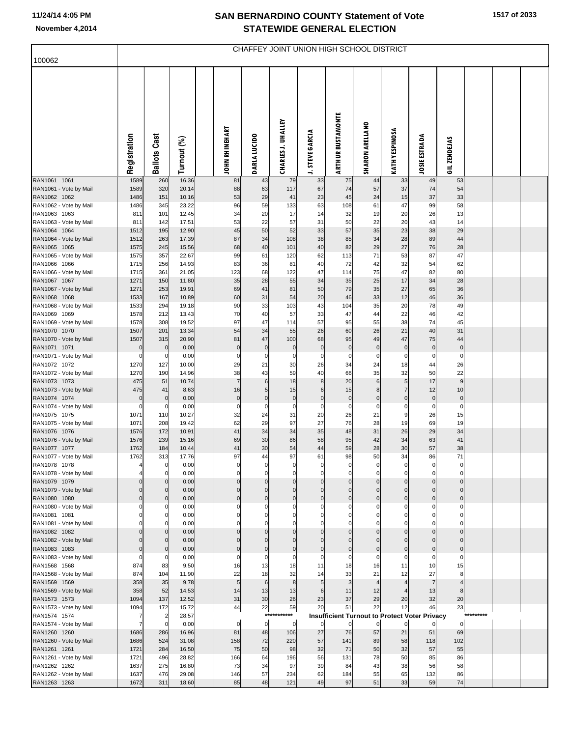# SAN BERNARDINO COUNTY Statement of Vote
## STATEWIDE GENERAL ELECTION

11/24/14 4:05 PM
November 4,2014

### CHAFFEY JOINT UNION HIGH SCHOOL DISTRICT

100062

| | Registration | Ballots Cast | Turnout (%) | | JOHN RHINEHART | DARLA LUCIDO | CHARLES J. UHALLEY | J. STEVE GARCIA | ARTHUR BUSTAMONTE | SHARON ARELLANO | KATHY ESPINOSA | JOSIE ESTRADA | GIL ZENDEJAS | | | |
|---|---|---|---|---|---|---|---|---|---|---|---|---|---|---|---|---|
| RAN1061 1061 | 1589 | 260 | 16.36 | | 81 | 43 | 79 | 33 | 75 | 44 | 33 | 49 | 53 | | | |
| RAN1061 - Vote by Mail | 1589 | 320 | 20.14 | | 88 | 63 | 117 | 67 | 74 | 57 | 37 | 74 | 54 | | | |
| RAN1062 1062 | 1486 | 151 | 10.16 | | 53 | 29 | 41 | 23 | 45 | 24 | 15 | 37 | 33 | | | |
| RAN1062 - Vote by Mail | 1486 | 345 | 23.22 | | 96 | 59 | 133 | 63 | 108 | 61 | 47 | 99 | 58 | | | |
| RAN1063 1063 | 811 | 101 | 12.45 | | 34 | 20 | 17 | 14 | 32 | 19 | 20 | 26 | 13 | | | |
| RAN1063 - Vote by Mail | 811 | 142 | 17.51 | | 53 | 22 | 57 | 31 | 50 | 22 | 20 | 43 | 14 | | | |
| RAN1064 1064 | 1512 | 195 | 12.90 | | 45 | 50 | 52 | 33 | 57 | 35 | 23 | 38 | 29 | | | |
| RAN1064 - Vote by Mail | 1512 | 263 | 17.39 | | 87 | 34 | 108 | 38 | 85 | 34 | 28 | 89 | 44 | | | |
| RAN1065 1065 | 1575 | 245 | 15.56 | | 68 | 40 | 101 | 40 | 82 | 29 | 27 | 76 | 28 | | | |
| RAN1065 - Vote by Mail | 1575 | 357 | 22.67 | | 99 | 61 | 120 | 62 | 113 | 71 | 53 | 87 | 47 | | | |
| RAN1066 1066 | 1715 | 256 | 14.93 | | 83 | 36 | 81 | 40 | 72 | 42 | 32 | 54 | 62 | | | |
| RAN1066 - Vote by Mail | 1715 | 361 | 21.05 | | 123 | 68 | 122 | 47 | 114 | 75 | 47 | 82 | 80 | | | |
| RAN1067 1067 | 1271 | 150 | 11.80 | | 35 | 28 | 55 | 34 | 35 | 25 | 17 | 34 | 28 | | | |
| RAN1067 - Vote by Mail | 1271 | 253 | 19.91 | | 69 | 41 | 81 | 50 | 79 | 35 | 27 | 65 | 36 | | | |
| RAN1068 1068 | 1533 | 167 | 10.89 | | 60 | 31 | 54 | 20 | 46 | 33 | 12 | 46 | 36 | | | |
| RAN1068 - Vote by Mail | 1533 | 294 | 19.18 | | 90 | 33 | 103 | 43 | 104 | 35 | 20 | 78 | 49 | | | |
| RAN1069 1069 | 1578 | 212 | 13.43 | | 70 | 40 | 57 | 33 | 47 | 44 | 22 | 46 | 42 | | | |
| RAN1069 - Vote by Mail | 1578 | 308 | 19.52 | | 97 | 47 | 114 | 57 | 95 | 55 | 38 | 74 | 45 | | | |
| RAN1070 1070 | 1507 | 201 | 13.34 | | 54 | 34 | 55 | 26 | 60 | 26 | 21 | 40 | 31 | | | |
| RAN1070 - Vote by Mail | 1507 | 315 | 20.90 | | 81 | 47 | 100 | 68 | 95 | 49 | 47 | 75 | 44 | | | |
| RAN1071 1071 | 0 | 0 | 0.00 | | 0 | 0 | 0 | 0 | 0 | 0 | 0 | 0 | 0 | | | |
| RAN1071 - Vote by Mail | 0 | 0 | 0.00 | | 0 | 0 | 0 | 0 | 0 | 0 | 0 | 0 | 0 | | | |
| RAN1072 1072 | 1270 | 127 | 10.00 | | 29 | 21 | 30 | 26 | 34 | 24 | 18 | 44 | 26 | | | |
| RAN1072 - Vote by Mail | 1270 | 190 | 14.96 | | 38 | 43 | 59 | 40 | 66 | 35 | 32 | 50 | 22 | | | |
| RAN1073 1073 | 475 | 51 | 10.74 | | 7 | 6 | 18 | 8 | 20 | 6 | 5 | 17 | 9 | | | |
| RAN1073 - Vote by Mail | 475 | 41 | 8.63 | | 16 | 5 | 15 | 6 | 15 | 8 | 7 | 12 | 10 | | | |
| RAN1074 1074 | 0 | 0 | 0.00 | | 0 | 0 | 0 | 0 | 0 | 0 | 0 | 0 | 0 | | | |
| RAN1074 - Vote by Mail | 0 | 0 | 0.00 | | 0 | 0 | 0 | 0 | 0 | 0 | 0 | 0 | 0 | | | |
| RAN1075 1075 | 1071 | 110 | 10.27 | | 32 | 24 | 31 | 20 | 26 | 21 | 9 | 26 | 15 | | | |
| RAN1075 - Vote by Mail | 1071 | 208 | 19.42 | | 62 | 29 | 97 | 27 | 76 | 28 | 19 | 69 | 19 | | | |
| RAN1076 1076 | 1576 | 172 | 10.91 | | 41 | 34 | 34 | 35 | 48 | 31 | 26 | 29 | 34 | | | |
| RAN1076 - Vote by Mail | 1576 | 239 | 15.16 | | 69 | 30 | 86 | 58 | 95 | 42 | 34 | 63 | 41 | | | |
| RAN1077 1077 | 1762 | 184 | 10.44 | | 41 | 30 | 54 | 44 | 59 | 28 | 30 | 57 | 38 | | | |
| RAN1077 - Vote by Mail | 1762 | 313 | 17.76 | | 97 | 44 | 97 | 61 | 98 | 50 | 34 | 86 | 71 | | | |
| RAN1078 1078 | 4 | 0 | 0.00 | | 0 | 0 | 0 | 0 | 0 | 0 | 0 | 0 | 0 | | | |
| RAN1078 - Vote by Mail | 4 | 0 | 0.00 | | 0 | 0 | 0 | 0 | 0 | 0 | 0 | 0 | 0 | | | |
| RAN1079 1079 | 0 | 0 | 0.00 | | 0 | 0 | 0 | 0 | 0 | 0 | 0 | 0 | 0 | | | |
| RAN1079 - Vote by Mail | 0 | 0 | 0.00 | | 0 | 0 | 0 | 0 | 0 | 0 | 0 | 0 | 0 | | | |
| RAN1080 1080 | 0 | 0 | 0.00 | | 0 | 0 | 0 | 0 | 0 | 0 | 0 | 0 | 0 | | | |
| RAN1080 - Vote by Mail | 0 | 0 | 0.00 | | 0 | 0 | 0 | 0 | 0 | 0 | 0 | 0 | 0 | | | |
| RAN1081 1081 | 0 | 0 | 0.00 | | 0 | 0 | 0 | 0 | 0 | 0 | 0 | 0 | 0 | | | |
| RAN1081 - Vote by Mail | 0 | 0 | 0.00 | | 0 | 0 | 0 | 0 | 0 | 0 | 0 | 0 | 0 | | | |
| RAN1082 1082 | 0 | 0 | 0.00 | | 0 | 0 | 0 | 0 | 0 | 0 | 0 | 0 | 0 | | | |
| RAN1082 - Vote by Mail | 0 | 0 | 0.00 | | 0 | 0 | 0 | 0 | 0 | 0 | 0 | 0 | 0 | | | |
| RAN1083 1083 | 0 | 0 | 0.00 | | 0 | 0 | 0 | 0 | 0 | 0 | 0 | 0 | 0 | | | |
| RAN1083 - Vote by Mail | 0 | 0 | 0.00 | | 0 | 0 | 0 | 0 | 0 | 0 | 0 | 0 | 0 | | | |
| RAN1568 1568 | 874 | 83 | 9.50 | | 16 | 13 | 18 | 11 | 18 | 16 | 11 | 10 | 15 | | | |
| RAN1568 - Vote by Mail | 874 | 104 | 11.90 | | 22 | 18 | 32 | 14 | 33 | 21 | 12 | 27 | 8 | | | |
| RAN1569 1569 | 358 | 35 | 9.78 | | 5 | 6 | 8 | 5 | 3 | 4 | 4 | 7 | 4 | | | |
| RAN1569 - Vote by Mail | 358 | 52 | 14.53 | | 14 | 13 | 13 | 6 | 11 | 12 | 4 | 13 | 8 | | | |
| RAN1573 1573 | 1094 | 137 | 12.52 | | 31 | 30 | 26 | 23 | 37 | 29 | 20 | 32 | 20 | | | |
| RAN1573 - Vote by Mail | 1094 | 172 | 15.72 | | 44 | 22 | 59 | 20 | 51 | 22 | 12 | 46 | 23 | | | |
| RAN1574 1574 | 7 | 2 | 28.57 | | | | *********** | Insufficient Turnout to Protect Voter Privacy | | | | | | ********* | | |
| RAN1574 - Vote by Mail | 7 | 0 | 0.00 | | 0 | 0 | 0 | 0 | 0 | 0 | 0 | 0 | 0 | | | |
| RAN1260 1260 | 1686 | 286 | 16.96 | | 81 | 48 | 106 | 27 | 76 | 57 | 21 | 51 | 69 | | | |
| RAN1260 - Vote by Mail | 1686 | 524 | 31.08 | | 158 | 72 | 220 | 57 | 141 | 89 | 58 | 118 | 102 | | | |
| RAN1261 1261 | 1721 | 284 | 16.50 | | 75 | 50 | 98 | 32 | 71 | 50 | 32 | 57 | 55 | | | |
| RAN1261 - Vote by Mail | 1721 | 496 | 28.82 | | 166 | 64 | 196 | 56 | 131 | 78 | 50 | 85 | 86 | | | |
| RAN1262 1262 | 1637 | 275 | 16.80 | | 73 | 34 | 97 | 39 | 84 | 43 | 38 | 56 | 58 | | | |
| RAN1262 - Vote by Mail | 1637 | 476 | 29.08 | | 146 | 57 | 234 | 62 | 184 | 55 | 65 | 132 | 86 | | | |
| RAN1263 1263 | 1672 | 311 | 18.60 | | 85 | 48 | 121 | 49 | 97 | 51 | 33 | 59 | 74 | | | |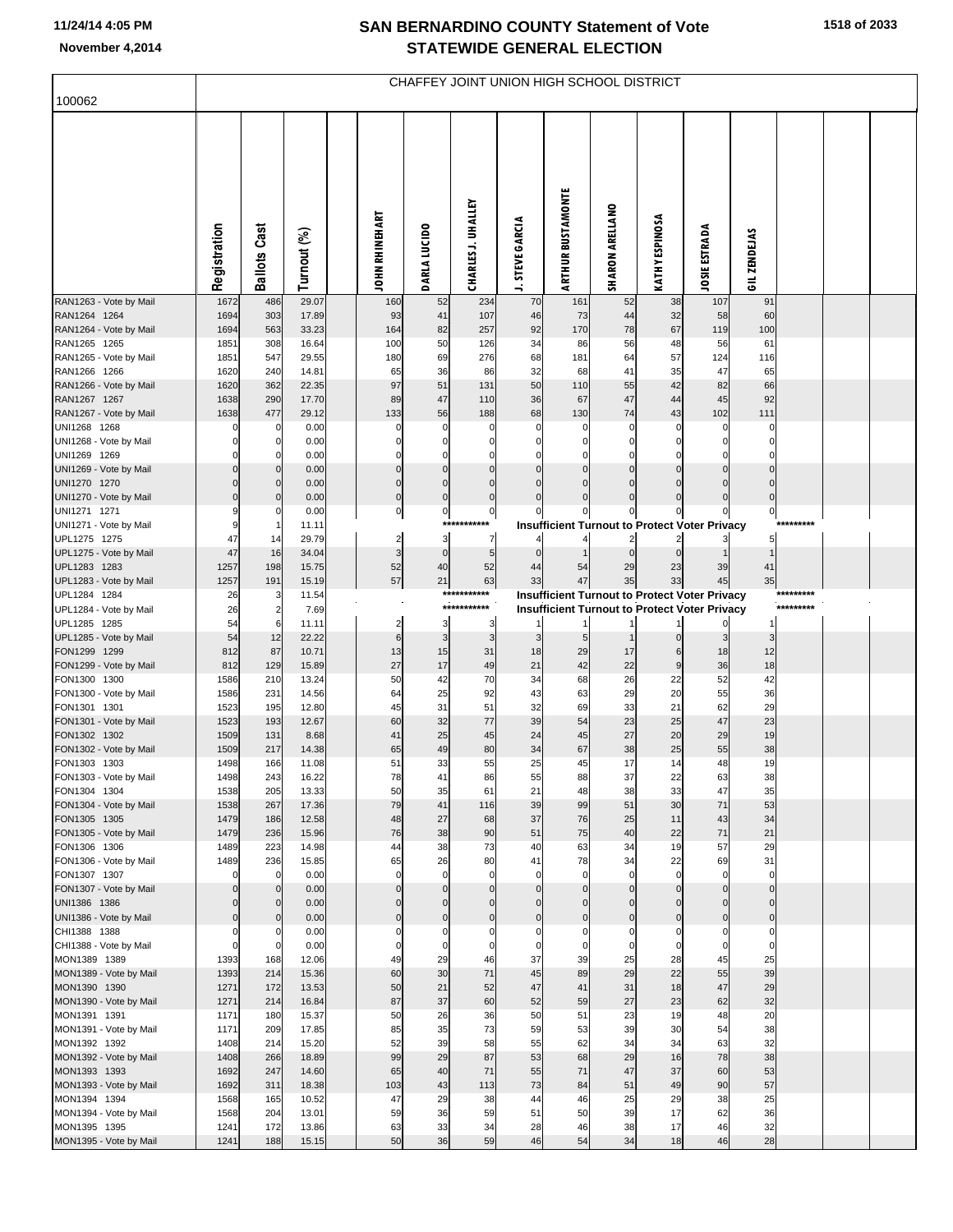# SAN BERNARDINO COUNTY Statement of Vote
## STATEWIDE GENERAL ELECTION

November 4,2014

100062

CHAFFEY JOINT UNION HIGH SCHOOL DISTRICT

| | Registration | Ballots Cast | Turnout (%) | | JOHN RHINEHART | DARLA LUCIDO | CHARLES J. UHALLEY | J. STEVE GARCIA | ARTHUR BUSTAMONTE | SHARON ARELLANO | KATHY ESPINOSA | JOSIE ESTRADA | GIL ZENDEJAS | | | |
|---|---|---|---|---|---|---|---|---|---|---|---|---|---|---|---|---|
| RAN1263 - Vote by Mail | 1672 | 486 | 29.07 | | 160 | 52 | 234 | 70 | 161 | 52 | 38 | 107 | 91 | | | |
| RAN1264 1264 | 1694 | 303 | 17.89 | | 93 | 41 | 107 | 46 | 73 | 44 | 32 | 58 | 60 | | | |
| RAN1264 - Vote by Mail | 1694 | 563 | 33.23 | | 164 | 82 | 257 | 92 | 170 | 78 | 67 | 119 | 100 | | | |
| RAN1265 1265 | 1851 | 308 | 16.64 | | 100 | 50 | 126 | 34 | 86 | 56 | 48 | 56 | 61 | | | |
| RAN1265 - Vote by Mail | 1851 | 547 | 29.55 | | 180 | 69 | 276 | 68 | 181 | 64 | 57 | 124 | 116 | | | |
| RAN1266 1266 | 1620 | 240 | 14.81 | | 65 | 36 | 86 | 32 | 68 | 41 | 35 | 47 | 65 | | | |
| RAN1266 - Vote by Mail | 1620 | 362 | 22.35 | | 97 | 51 | 131 | 50 | 110 | 55 | 42 | 82 | 66 | | | |
| RAN1267 1267 | 1638 | 290 | 17.70 | | 89 | 47 | 110 | 36 | 67 | 47 | 44 | 45 | 92 | | | |
| RAN1267 - Vote by Mail | 1638 | 477 | 29.12 | | 133 | 56 | 188 | 68 | 130 | 74 | 43 | 102 | 111 | | | |
| UNI1268 1268 | 0 | 0 | 0.00 | | 0 | 0 | 0 | 0 | 0 | 0 | 0 | 0 | 0 | | | |
| UNI1268 - Vote by Mail | 0 | 0 | 0.00 | | 0 | 0 | 0 | 0 | 0 | 0 | 0 | 0 | 0 | | | |
| UNI1269 1269 | 0 | 0 | 0.00 | | 0 | 0 | 0 | 0 | 0 | 0 | 0 | 0 | 0 | | | |
| UNI1269 - Vote by Mail | 0 | 0 | 0.00 | | 0 | 0 | 0 | 0 | 0 | 0 | 0 | 0 | 0 | | | |
| UNI1270 1270 | 0 | 0 | 0.00 | | 0 | 0 | 0 | 0 | 0 | 0 | 0 | 0 | 0 | | | |
| UNI1270 - Vote by Mail | 0 | 0 | 0.00 | | 0 | 0 | 0 | 0 | 0 | 0 | 0 | 0 | 0 | | | |
| UNI1271 1271 | 9 | 0 | 0.00 | | 0 | 0 | 0 | 0 | 0 | 0 | 0 | 0 | 0 | | | |
| UNI1271 - Vote by Mail | 9 | 1 | 11.11 | | | | *********** | Insufficient Turnout to Protect Voter Privacy | | | | | | ********* | | |
| UPL1275 1275 | 47 | 14 | 29.79 | | 2 | 3 | 7 | 4 | 4 | 2 | 2 | 3 | 5 | | | |
| UPL1275 - Vote by Mail | 47 | 16 | 34.04 | | 3 | 0 | 5 | 0 | 1 | 0 | 0 | 1 | 1 | | | |
| UPL1283 1283 | 1257 | 198 | 15.75 | | 52 | 40 | 52 | 44 | 54 | 29 | 23 | 39 | 41 | | | |
| UPL1283 - Vote by Mail | 1257 | 191 | 15.19 | | 57 | 21 | 63 | 33 | 47 | 35 | 33 | 45 | 35 | | | |
| UPL1284 1284 | 26 | 3 | 11.54 | | | | *********** | Insufficient Turnout to Protect Voter Privacy | | | | | | ********* | | |
| UPL1284 - Vote by Mail | 26 | 2 | 7.69 | | | | *********** | Insufficient Turnout to Protect Voter Privacy | | | | | | ********* | | |
| UPL1285 1285 | 54 | 6 | 11.11 | | 2 | 3 | 3 | 1 | 1 | 1 | 1 | 0 | 1 | | | |
| UPL1285 - Vote by Mail | 54 | 12 | 22.22 | | 6 | 3 | 3 | 3 | 5 | 1 | 0 | 3 | 3 | | | |
| FON1299 1299 | 812 | 87 | 10.71 | | 13 | 15 | 31 | 18 | 29 | 17 | 6 | 18 | 12 | | | |
| FON1299 - Vote by Mail | 812 | 129 | 15.89 | | 27 | 17 | 49 | 21 | 42 | 22 | 9 | 36 | 18 | | | |
| FON1300 1300 | 1586 | 210 | 13.24 | | 50 | 42 | 70 | 34 | 68 | 26 | 22 | 52 | 42 | | | |
| FON1300 - Vote by Mail | 1586 | 231 | 14.56 | | 64 | 25 | 92 | 43 | 63 | 29 | 20 | 55 | 36 | | | |
| FON1301 1301 | 1523 | 195 | 12.80 | | 45 | 31 | 51 | 32 | 69 | 33 | 21 | 62 | 29 | | | |
| FON1301 - Vote by Mail | 1523 | 193 | 12.67 | | 60 | 32 | 77 | 39 | 54 | 23 | 25 | 47 | 23 | | | |
| FON1302 1302 | 1509 | 131 | 8.68 | | 41 | 25 | 45 | 24 | 45 | 27 | 20 | 29 | 19 | | | |
| FON1302 - Vote by Mail | 1509 | 217 | 14.38 | | 65 | 49 | 80 | 34 | 67 | 38 | 25 | 55 | 38 | | | |
| FON1303 1303 | 1498 | 166 | 11.08 | | 51 | 33 | 55 | 25 | 45 | 17 | 14 | 48 | 19 | | | |
| FON1303 - Vote by Mail | 1498 | 243 | 16.22 | | 78 | 41 | 86 | 55 | 88 | 37 | 22 | 63 | 38 | | | |
| FON1304 1304 | 1538 | 205 | 13.33 | | 50 | 35 | 61 | 21 | 48 | 38 | 33 | 47 | 35 | | | |
| FON1304 - Vote by Mail | 1538 | 267 | 17.36 | | 79 | 41 | 116 | 39 | 99 | 51 | 30 | 71 | 53 | | | |
| FON1305 1305 | 1479 | 186 | 12.58 | | 48 | 27 | 68 | 37 | 76 | 25 | 11 | 43 | 34 | | | |
| FON1305 - Vote by Mail | 1479 | 236 | 15.96 | | 76 | 38 | 90 | 51 | 75 | 40 | 22 | 71 | 21 | | | |
| FON1306 1306 | 1489 | 223 | 14.98 | | 44 | 38 | 73 | 40 | 63 | 34 | 19 | 57 | 29 | | | |
| FON1306 - Vote by Mail | 1489 | 236 | 15.85 | | 65 | 26 | 80 | 41 | 78 | 34 | 22 | 69 | 31 | | | |
| FON1307 1307 | 0 | 0 | 0.00 | | 0 | 0 | 0 | 0 | 0 | 0 | 0 | 0 | 0 | | | |
| FON1307 - Vote by Mail | 0 | 0 | 0.00 | | 0 | 0 | 0 | 0 | 0 | 0 | 0 | 0 | 0 | | | |
| UNI1386 1386 | 0 | 0 | 0.00 | | 0 | 0 | 0 | 0 | 0 | 0 | 0 | 0 | 0 | | | |
| UNI1386 - Vote by Mail | 0 | 0 | 0.00 | | 0 | 0 | 0 | 0 | 0 | 0 | 0 | 0 | 0 | | | |
| CHI1388 1388 | 0 | 0 | 0.00 | | 0 | 0 | 0 | 0 | 0 | 0 | 0 | 0 | 0 | | | |
| CHI1388 - Vote by Mail | 0 | 0 | 0.00 | | 0 | 0 | 0 | 0 | 0 | 0 | 0 | 0 | 0 | | | |
| MON1389 1389 | 1393 | 168 | 12.06 | | 49 | 29 | 46 | 37 | 39 | 25 | 28 | 45 | 25 | | | |
| MON1389 - Vote by Mail | 1393 | 214 | 15.36 | | 60 | 30 | 71 | 45 | 89 | 29 | 22 | 55 | 39 | | | |
| MON1390 1390 | 1271 | 172 | 13.53 | | 50 | 21 | 52 | 47 | 41 | 31 | 18 | 47 | 29 | | | |
| MON1390 - Vote by Mail | 1271 | 214 | 16.84 | | 87 | 37 | 60 | 52 | 59 | 27 | 23 | 62 | 32 | | | |
| MON1391 1391 | 1171 | 180 | 15.37 | | 50 | 26 | 36 | 50 | 51 | 23 | 19 | 48 | 20 | | | |
| MON1391 - Vote by Mail | 1171 | 209 | 17.85 | | 85 | 35 | 73 | 59 | 53 | 39 | 30 | 54 | 38 | | | |
| MON1392 1392 | 1408 | 214 | 15.20 | | 52 | 39 | 58 | 55 | 62 | 34 | 34 | 63 | 32 | | | |
| MON1392 - Vote by Mail | 1408 | 266 | 18.89 | | 99 | 29 | 87 | 53 | 68 | 29 | 16 | 78 | 38 | | | |
| MON1393 1393 | 1692 | 247 | 14.60 | | 65 | 40 | 71 | 55 | 71 | 47 | 37 | 60 | 53 | | | |
| MON1393 - Vote by Mail | 1692 | 311 | 18.38 | | 103 | 43 | 113 | 73 | 84 | 51 | 49 | 90 | 57 | | | |
| MON1394 1394 | 1568 | 165 | 10.52 | | 47 | 29 | 38 | 44 | 46 | 25 | 29 | 38 | 25 | | | |
| MON1394 - Vote by Mail | 1568 | 204 | 13.01 | | 59 | 36 | 59 | 51 | 50 | 39 | 17 | 62 | 36 | | | |
| MON1395 1395 | 1241 | 172 | 13.86 | | 63 | 33 | 34 | 28 | 46 | 38 | 17 | 46 | 32 | | | |
| MON1395 - Vote by Mail | 1241 | 188 | 15.15 | | 50 | 36 | 59 | 46 | 54 | 34 | 18 | 46 | 28 | | | |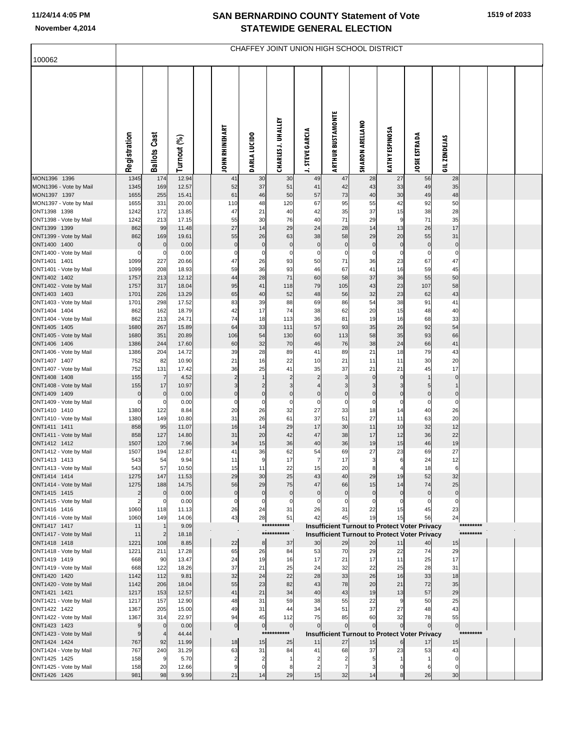# SAN BERNARDINO COUNTY Statement of Vote
## STATEWIDE GENERAL ELECTION

November 4,2014

CHAFFEY JOINT UNION HIGH SCHOOL DISTRICT

100062

| | Registration | Ballots Cast | Turnout (%) | | JOHN RHINEHART | DARLA LUCIDO | CHARLES J. UHALLEY | J. STEVE GARCIA | ARTHUR BUSTAMONTE | SHARON ARELLANO | KATHY ESPINOSA | JOSIE ESTRADA | GIL ZENDEJAS | | | |
|---|---|---|---|---|---|---|---|---|---|---|---|---|---|---|---|---|
| MON1396 1396 | 1345 | 174 | 12.94 | | 41 | 30 | 30 | 49 | 47 | 28 | 27 | 56 | 28 | | | |
| MON1396 - Vote by Mail | 1345 | 169 | 12.57 | | 52 | 37 | 51 | 41 | 42 | 43 | 33 | 49 | 35 | | | |
| MON1397 1397 | 1655 | 255 | 15.41 | | 61 | 46 | 50 | 57 | 73 | 40 | 30 | 49 | 48 | | | |
| MON1397 - Vote by Mail | 1655 | 331 | 20.00 | | 110 | 48 | 120 | 67 | 95 | 55 | 42 | 92 | 50 | | | |
| ONT1398 1398 | 1242 | 172 | 13.85 | | 47 | 21 | 40 | 42 | 35 | 37 | 15 | 38 | 28 | | | |
| ONT1398 - Vote by Mail | 1242 | 213 | 17.15 | | 55 | 30 | 76 | 40 | 71 | 29 | 9 | 71 | 35 | | | |
| ONT1399 1399 | 862 | 99 | 11.48 | | 27 | 14 | 29 | 24 | 28 | 14 | 13 | 26 | 17 | | | |
| ONT1399 - Vote by Mail | 862 | 169 | 19.61 | | 55 | 26 | 63 | 38 | 58 | 29 | 20 | 55 | 31 | | | |
| ONT1400 1400 | 0 | 0 | 0.00 | | 0 | 0 | 0 | 0 | 0 | 0 | 0 | 0 | 0 | | | |
| ONT1400 - Vote by Mail | 0 | 0 | 0.00 | | 0 | 0 | 0 | 0 | 0 | 0 | 0 | 0 | 0 | | | |
| ONT1401 1401 | 1099 | 227 | 20.66 | | 47 | 26 | 93 | 50 | 71 | 36 | 23 | 67 | 47 | | | |
| ONT1401 - Vote by Mail | 1099 | 208 | 18.93 | | 59 | 36 | 93 | 46 | 67 | 41 | 16 | 59 | 45 | | | |
| ONT1402 1402 | 1757 | 213 | 12.12 | | 44 | 28 | 71 | 60 | 58 | 37 | 36 | 55 | 50 | | | |
| ONT1402 - Vote by Mail | 1757 | 317 | 18.04 | | 95 | 41 | 118 | 79 | 105 | 43 | 23 | 107 | 58 | | | |
| ONT1403 1403 | 1701 | 226 | 13.29 | | 65 | 40 | 52 | 48 | 56 | 32 | 23 | 62 | 43 | | | |
| ONT1403 - Vote by Mail | 1701 | 298 | 17.52 | | 83 | 39 | 88 | 69 | 86 | 54 | 38 | 91 | 41 | | | |
| ONT1404 1404 | 862 | 162 | 18.79 | | 42 | 17 | 74 | 38 | 62 | 20 | 15 | 48 | 40 | | | |
| ONT1404 - Vote by Mail | 862 | 213 | 24.71 | | 74 | 18 | 113 | 36 | 81 | 19 | 16 | 68 | 33 | | | |
| ONT1405 1405 | 1680 | 267 | 15.89 | | 64 | 33 | 111 | 57 | 93 | 35 | 26 | 92 | 54 | | | |
| ONT1405 - Vote by Mail | 1680 | 351 | 20.89 | | 106 | 54 | 130 | 60 | 113 | 58 | 35 | 93 | 66 | | | |
| ONT1406 1406 | 1386 | 244 | 17.60 | | 60 | 32 | 70 | 46 | 76 | 38 | 24 | 66 | 41 | | | |
| ONT1406 - Vote by Mail | 1386 | 204 | 14.72 | | 39 | 28 | 89 | 41 | 89 | 21 | 18 | 79 | 43 | | | |
| ONT1407 1407 | 752 | 82 | 10.90 | | 21 | 16 | 22 | 10 | 21 | 11 | 11 | 30 | 20 | | | |
| ONT1407 - Vote by Mail | 752 | 131 | 17.42 | | 36 | 25 | 41 | 35 | 37 | 21 | 21 | 45 | 17 | | | |
| ONT1408 1408 | 155 | 7 | 4.52 | | 2 | 1 | 2 | 2 | 3 | 0 | 0 | 1 | 0 | | | |
| ONT1408 - Vote by Mail | 155 | 17 | 10.97 | | 3 | 2 | 3 | 4 | 3 | 3 | 3 | 5 | 1 | | | |
| ONT1409 1409 | 0 | 0 | 0.00 | | 0 | 0 | 0 | 0 | 0 | 0 | 0 | 0 | 0 | | | |
| ONT1409 - Vote by Mail | 0 | 0 | 0.00 | | 0 | 0 | 0 | 0 | 0 | 0 | 0 | 0 | 0 | | | |
| ONT1410 1410 | 1380 | 122 | 8.84 | | 20 | 26 | 32 | 27 | 33 | 18 | 14 | 40 | 26 | | | |
| ONT1410 - Vote by Mail | 1380 | 149 | 10.80 | | 31 | 26 | 61 | 37 | 51 | 27 | 11 | 63 | 20 | | | |
| ONT1411 1411 | 858 | 95 | 11.07 | | 16 | 14 | 29 | 17 | 30 | 11 | 10 | 32 | 12 | | | |
| ONT1411 - Vote by Mail | 858 | 127 | 14.80 | | 31 | 20 | 42 | 47 | 38 | 17 | 12 | 36 | 22 | | | |
| ONT1412 1412 | 1507 | 120 | 7.96 | | 34 | 15 | 36 | 40 | 36 | 19 | 15 | 46 | 19 | | | |
| ONT1412 - Vote by Mail | 1507 | 194 | 12.87 | | 41 | 36 | 62 | 54 | 69 | 27 | 23 | 69 | 27 | | | |
| ONT1413 1413 | 543 | 54 | 9.94 | | 11 | 9 | 17 | 7 | 17 | 3 | 6 | 24 | 12 | | | |
| ONT1413 - Vote by Mail | 543 | 57 | 10.50 | | 15 | 11 | 22 | 15 | 20 | 8 | 4 | 18 | 6 | | | |
| ONT1414 1414 | 1275 | 147 | 11.53 | | 29 | 30 | 25 | 43 | 40 | 29 | 19 | 52 | 32 | | | |
| ONT1414 - Vote by Mail | 1275 | 188 | 14.75 | | 56 | 29 | 75 | 47 | 66 | 15 | 14 | 74 | 25 | | | |
| ONT1415 1415 | 2 | 0 | 0.00 | | 0 | 0 | 0 | 0 | 0 | 0 | 0 | 0 | 0 | | | |
| ONT1415 - Vote by Mail | 2 | 0 | 0.00 | | 0 | 0 | 0 | 0 | 0 | 0 | 0 | 0 | 0 | | | |
| ONT1416 1416 | 1060 | 118 | 11.13 | | 26 | 24 | 31 | 26 | 31 | 22 | 15 | 45 | 23 | | | |
| ONT1416 - Vote by Mail | 1060 | 149 | 14.06 | | 43 | 28 | 51 | 42 | 45 | 19 | 15 | 56 | 24 | | | |
| ONT1417 1417 | 11 | 1 | 9.09 | | | | *********** | Insufficient Turnout to Protect Voter Privacy | | | | | | ********* | | |
| ONT1417 - Vote by Mail | 11 | 2 | 18.18 | | | | *********** | Insufficient Turnout to Protect Voter Privacy | | | | | | ********* | | |
| ONT1418 1418 | 1221 | 108 | 8.85 | | 22 | 8 | 37 | 30 | 29 | 20 | 11 | 40 | 15 | | | |
| ONT1418 - Vote by Mail | 1221 | 211 | 17.28 | | 65 | 26 | 84 | 53 | 70 | 29 | 22 | 74 | 29 | | | |
| ONT1419 1419 | 668 | 90 | 13.47 | | 24 | 19 | 16 | 17 | 21 | 17 | 11 | 25 | 17 | | | |
| ONT1419 - Vote by Mail | 668 | 122 | 18.26 | | 37 | 21 | 25 | 24 | 32 | 22 | 25 | 28 | 31 | | | |
| ONT1420 1420 | 1142 | 112 | 9.81 | | 32 | 24 | 22 | 28 | 33 | 26 | 16 | 33 | 18 | | | |
| ONT1420 - Vote by Mail | 1142 | 206 | 18.04 | | 55 | 23 | 82 | 43 | 78 | 20 | 21 | 72 | 35 | | | |
| ONT1421 1421 | 1217 | 153 | 12.57 | | 41 | 21 | 34 | 40 | 43 | 19 | 13 | 57 | 29 | | | |
| ONT1421 - Vote by Mail | 1217 | 157 | 12.90 | | 48 | 31 | 59 | 38 | 55 | 22 | 9 | 50 | 25 | | | |
| ONT1422 1422 | 1367 | 205 | 15.00 | | 49 | 31 | 44 | 34 | 51 | 37 | 27 | 48 | 43 | | | |
| ONT1422 - Vote by Mail | 1367 | 314 | 22.97 | | 94 | 45 | 112 | 75 | 85 | 60 | 32 | 78 | 55 | | | |
| ONT1423 1423 | 9 | 0 | 0.00 | | 0 | 0 | 0 | 0 | 0 | 0 | 0 | 0 | 0 | | | |
| ONT1423 - Vote by Mail | 9 | 4 | 44.44 | | | | *********** | Insufficient Turnout to Protect Voter Privacy | | | | | | ********* | | |
| ONT1424 1424 | 767 | 92 | 11.99 | | 18 | 15 | 25 | 11 | 27 | 15 | 6 | 17 | 15 | | | |
| ONT1424 - Vote by Mail | 767 | 240 | 31.29 | | 63 | 31 | 84 | 41 | 68 | 37 | 23 | 53 | 43 | | | |
| ONT1425 1425 | 158 | 9 | 5.70 | | 2 | 2 | 1 | 2 | 2 | 5 | 1 | 1 | 0 | | | |
| ONT1425 - Vote by Mail | 158 | 20 | 12.66 | | 9 | 0 | 8 | 2 | 7 | 3 | 0 | 6 | 0 | | | |
| ONT1426 1426 | 981 | 98 | 9.99 | | 21 | 14 | 29 | 15 | 32 | 14 | 8 | 26 | 30 | | | |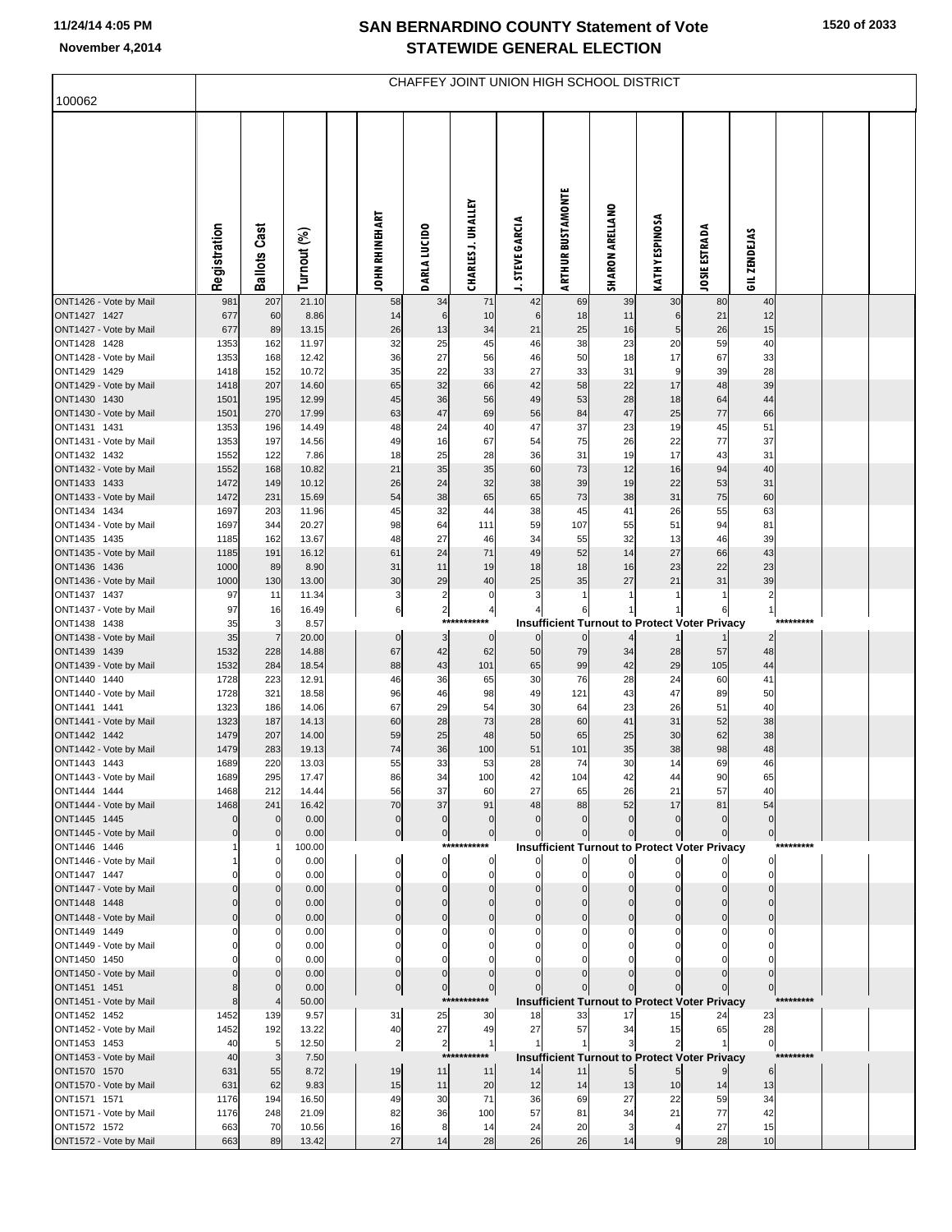# SAN BERNARDINO COUNTY Statement of Vote
## STATEWIDE GENERAL ELECTION

11/24/14 4:05 PM
November 4,2014

CHAFFEY JOINT UNION HIGH SCHOOL DISTRICT

100062

| | Registration | Ballots Cast | Turnout (%) | | JOHN RHINEHART | DARLA LUCIDO | CHARLES J. UHALLEY | J. STEVE GARCIA | ARTHUR BUSTAMONTE | SHARON ARELLANO | KATHY ESPINOSA | JOSIE ESTRADA | GIL ZENDEJAS |
|---|---|---|---|---|---|---|---|---|---|---|---|---|---|
| ONT1426 - Vote by Mail | 981 | 207 | 21.10 | | 58 | 34 | 71 | 42 | 69 | 39 | 30 | 80 | 40 |
| ONT1427 1427 | 677 | 60 | 8.86 | | 14 | 6 | 10 | 6 | 18 | 11 | 6 | 21 | 12 |
| ONT1427 - Vote by Mail | 677 | 89 | 13.15 | | 26 | 13 | 34 | 21 | 25 | 16 | 5 | 26 | 15 |
| ONT1428 1428 | 1353 | 162 | 11.97 | | 32 | 25 | 45 | 46 | 38 | 23 | 20 | 59 | 40 |
| ONT1428 - Vote by Mail | 1353 | 168 | 12.42 | | 36 | 27 | 56 | 46 | 50 | 18 | 17 | 67 | 33 |
| ONT1429 1429 | 1418 | 152 | 10.72 | | 35 | 22 | 33 | 27 | 33 | 31 | 9 | 39 | 28 |
| ONT1429 - Vote by Mail | 1418 | 207 | 14.60 | | 65 | 32 | 66 | 42 | 58 | 22 | 17 | 48 | 39 |
| ONT1430 1430 | 1501 | 195 | 12.99 | | 45 | 36 | 56 | 49 | 53 | 28 | 18 | 64 | 44 |
| ONT1430 - Vote by Mail | 1501 | 270 | 17.99 | | 63 | 47 | 69 | 56 | 84 | 47 | 25 | 77 | 66 |
| ONT1431 1431 | 1353 | 196 | 14.49 | | 48 | 24 | 40 | 47 | 37 | 23 | 19 | 45 | 51 |
| ONT1431 - Vote by Mail | 1353 | 197 | 14.56 | | 49 | 16 | 67 | 54 | 75 | 26 | 22 | 77 | 37 |
| ONT1432 1432 | 1552 | 122 | 7.86 | | 18 | 25 | 28 | 36 | 31 | 19 | 17 | 43 | 31 |
| ONT1432 - Vote by Mail | 1552 | 168 | 10.82 | | 21 | 35 | 35 | 60 | 73 | 12 | 16 | 94 | 40 |
| ONT1433 1433 | 1472 | 149 | 10.12 | | 26 | 24 | 32 | 38 | 39 | 19 | 22 | 53 | 31 |
| ONT1433 - Vote by Mail | 1472 | 231 | 15.69 | | 54 | 38 | 65 | 65 | 73 | 38 | 31 | 75 | 60 |
| ONT1434 1434 | 1697 | 203 | 11.96 | | 45 | 32 | 44 | 38 | 45 | 41 | 26 | 55 | 63 |
| ONT1434 - Vote by Mail | 1697 | 344 | 20.27 | | 98 | 64 | 111 | 59 | 107 | 55 | 51 | 94 | 81 |
| ONT1435 1435 | 1185 | 162 | 13.67 | | 48 | 27 | 46 | 34 | 55 | 32 | 13 | 46 | 39 |
| ONT1435 - Vote by Mail | 1185 | 191 | 16.12 | | 61 | 24 | 71 | 49 | 52 | 14 | 27 | 66 | 43 |
| ONT1436 1436 | 1000 | 89 | 8.90 | | 31 | 11 | 19 | 18 | 18 | 16 | 23 | 22 | 23 |
| ONT1436 - Vote by Mail | 1000 | 130 | 13.00 | | 30 | 29 | 40 | 25 | 35 | 27 | 21 | 31 | 39 |
| ONT1437 1437 | 97 | 11 | 11.34 | | 3 | 2 | 0 | 3 | 1 | 1 | 1 | 1 | 2 |
| ONT1437 - Vote by Mail | 97 | 16 | 16.49 | | 6 | 2 | 4 | 4 | 6 | 1 | 1 | 6 | 1 |
| ONT1438 1438 | 35 | 3 | 8.57 | | | | *********** | Insufficient Turnout to Protect Voter Privacy | | | | | ********* |
| ONT1438 - Vote by Mail | 35 | 7 | 20.00 | | 0 | 3 | 0 | 0 | 0 | 4 | 1 | 1 | 2 |
| ONT1439 1439 | 1532 | 228 | 14.88 | | 67 | 42 | 62 | 50 | 79 | 34 | 28 | 57 | 48 |
| ONT1439 - Vote by Mail | 1532 | 284 | 18.54 | | 88 | 43 | 101 | 65 | 99 | 42 | 29 | 105 | 44 |
| ONT1440 1440 | 1728 | 223 | 12.91 | | 46 | 36 | 65 | 30 | 76 | 28 | 24 | 60 | 41 |
| ONT1440 - Vote by Mail | 1728 | 321 | 18.58 | | 96 | 46 | 98 | 49 | 121 | 43 | 47 | 89 | 50 |
| ONT1441 1441 | 1323 | 186 | 14.06 | | 67 | 29 | 54 | 30 | 64 | 23 | 26 | 51 | 40 |
| ONT1441 - Vote by Mail | 1323 | 187 | 14.13 | | 60 | 28 | 73 | 28 | 60 | 41 | 31 | 52 | 38 |
| ONT1442 1442 | 1479 | 207 | 14.00 | | 59 | 25 | 48 | 50 | 65 | 25 | 30 | 62 | 38 |
| ONT1442 - Vote by Mail | 1479 | 283 | 19.13 | | 74 | 36 | 100 | 51 | 101 | 35 | 38 | 98 | 48 |
| ONT1443 1443 | 1689 | 220 | 13.03 | | 55 | 33 | 53 | 28 | 74 | 30 | 14 | 69 | 46 |
| ONT1443 - Vote by Mail | 1689 | 295 | 17.47 | | 86 | 34 | 100 | 42 | 104 | 42 | 44 | 90 | 65 |
| ONT1444 1444 | 1468 | 212 | 14.44 | | 56 | 37 | 60 | 27 | 65 | 26 | 21 | 57 | 40 |
| ONT1444 - Vote by Mail | 1468 | 241 | 16.42 | | 70 | 37 | 91 | 48 | 88 | 52 | 17 | 81 | 54 |
| ONT1445 1445 | 0 | 0 | 0.00 | | 0 | 0 | 0 | 0 | 0 | 0 | 0 | 0 | 0 |
| ONT1445 - Vote by Mail | 0 | 0 | 0.00 | | 0 | 0 | 0 | 0 | 0 | 0 | 0 | 0 | 0 |
| ONT1446 1446 | 1 | 1 | 100.00 | | | | *********** | Insufficient Turnout to Protect Voter Privacy | | | | | ********* |
| ONT1446 - Vote by Mail | 1 | 0 | 0.00 | | 0 | 0 | 0 | 0 | 0 | 0 | 0 | 0 | 0 |
| ONT1447 1447 | 0 | 0 | 0.00 | | 0 | 0 | 0 | 0 | 0 | 0 | 0 | 0 | 0 |
| ONT1447 - Vote by Mail | 0 | 0 | 0.00 | | 0 | 0 | 0 | 0 | 0 | 0 | 0 | 0 | 0 |
| ONT1448 1448 | 0 | 0 | 0.00 | | 0 | 0 | 0 | 0 | 0 | 0 | 0 | 0 | 0 |
| ONT1448 - Vote by Mail | 0 | 0 | 0.00 | | 0 | 0 | 0 | 0 | 0 | 0 | 0 | 0 | 0 |
| ONT1449 1449 | 0 | 0 | 0.00 | | 0 | 0 | 0 | 0 | 0 | 0 | 0 | 0 | 0 |
| ONT1449 - Vote by Mail | 0 | 0 | 0.00 | | 0 | 0 | 0 | 0 | 0 | 0 | 0 | 0 | 0 |
| ONT1450 1450 | 0 | 0 | 0.00 | | 0 | 0 | 0 | 0 | 0 | 0 | 0 | 0 | 0 |
| ONT1450 - Vote by Mail | 0 | 0 | 0.00 | | 0 | 0 | 0 | 0 | 0 | 0 | 0 | 0 | 0 |
| ONT1451 1451 | 8 | 0 | 0.00 | | 0 | 0 | 0 | 0 | 0 | 0 | 0 | 0 | 0 |
| ONT1451 - Vote by Mail | 8 | 4 | 50.00 | | | | *********** | Insufficient Turnout to Protect Voter Privacy | | | | | ********* |
| ONT1452 1452 | 1452 | 139 | 9.57 | | 31 | 25 | 30 | 18 | 33 | 17 | 15 | 24 | 23 |
| ONT1452 - Vote by Mail | 1452 | 192 | 13.22 | | 40 | 27 | 49 | 27 | 57 | 34 | 15 | 65 | 28 |
| ONT1453 1453 | 40 | 5 | 12.50 | | 2 | 2 | 1 | 1 | 1 | 3 | 2 | 1 | 0 |
| ONT1453 - Vote by Mail | 40 | 3 | 7.50 | | | | *********** | Insufficient Turnout to Protect Voter Privacy | | | | | ********* |
| ONT1570 1570 | 631 | 55 | 8.72 | | 19 | 11 | 11 | 14 | 11 | 5 | 5 | 9 | 6 |
| ONT1570 - Vote by Mail | 631 | 62 | 9.83 | | 15 | 11 | 20 | 12 | 14 | 13 | 10 | 14 | 13 |
| ONT1571 1571 | 1176 | 194 | 16.50 | | 49 | 30 | 71 | 36 | 69 | 27 | 22 | 59 | 34 |
| ONT1571 - Vote by Mail | 1176 | 248 | 21.09 | | 82 | 36 | 100 | 57 | 81 | 34 | 21 | 77 | 42 |
| ONT1572 1572 | 663 | 70 | 10.56 | | 16 | 8 | 14 | 24 | 20 | 3 | 4 | 27 | 15 |
| ONT1572 - Vote by Mail | 663 | 89 | 13.42 | | 27 | 14 | 28 | 26 | 26 | 14 | 9 | 28 | 10 |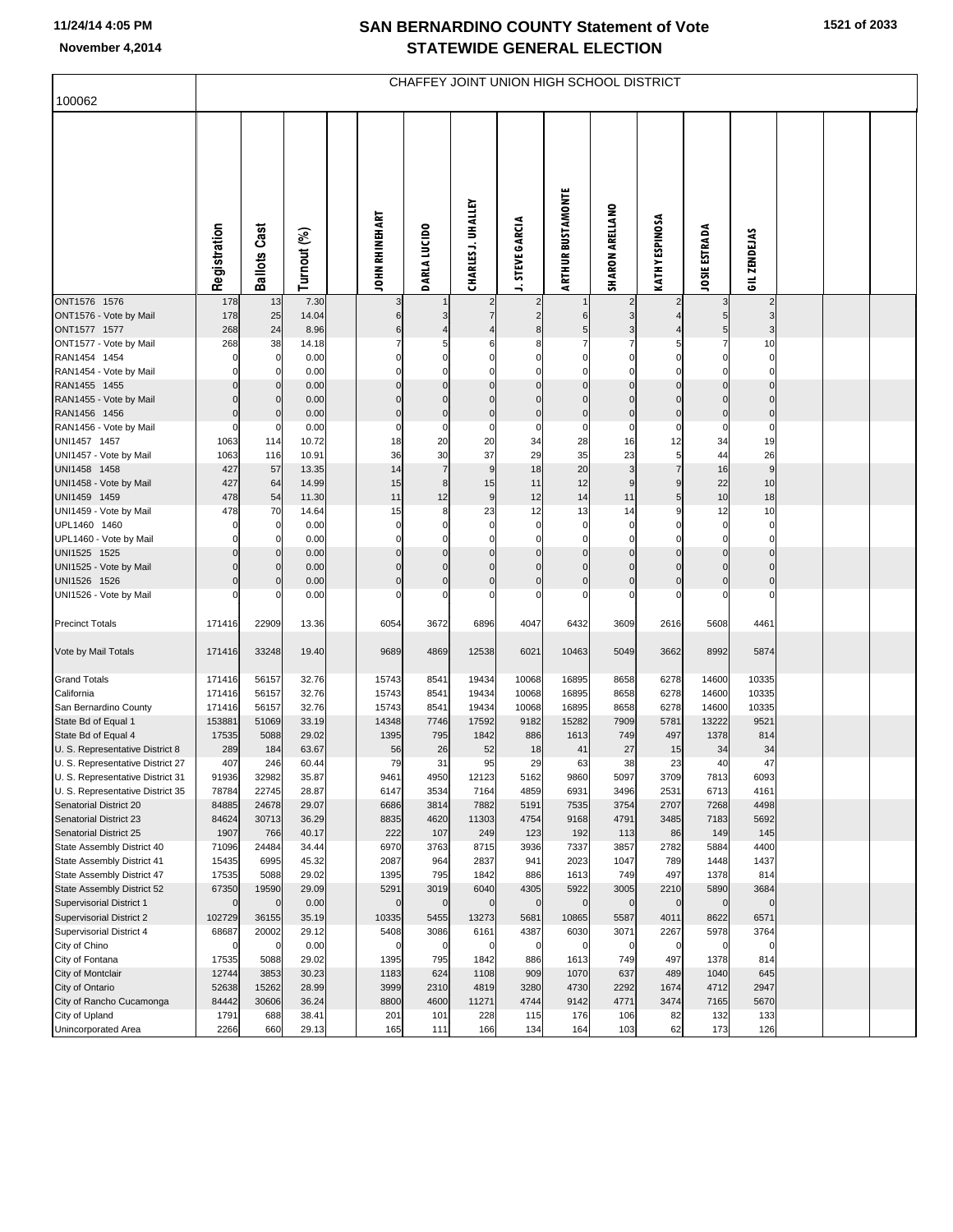# SAN BERNARDINO COUNTY Statement of Vote
# STATEWIDE GENERAL ELECTION

11/24/14 4:05 PM
November 4,2014

## CHAFFEY JOINT UNION HIGH SCHOOL DISTRICT

100062

| | Registration | Ballots Cast | Turnout (%) | | JOHN RHINEHART | DARLA LUCIDO | CHARLES J. UHALLEY | J. STEVE GARCIA | ARTHUR BUSTAMONTE | SHARON ARELLANO | KATHY ESPINOSA | JOSIE ESTRADA | GIL ZENDEJAS | | | |
|---|---|---|---|---|---|---|---|---|---|---|---|---|---|---|---|---|
| ONT1576 1576 | 178 | 13 | 7.30 | | 3 | 1 | 2 | 2 | 1 | 2 | 2 | 3 | 2 | | | |
| ONT1576 - Vote by Mail | 178 | 25 | 14.04 | | 6 | 3 | 7 | 2 | 6 | 3 | 4 | 5 | 3 | | | |
| ONT1577 1577 | 268 | 24 | 8.96 | | 6 | 4 | 4 | 8 | 5 | 3 | 4 | 5 | 3 | | | |
| ONT1577 - Vote by Mail | 268 | 38 | 14.18 | | 7 | 5 | 6 | 8 | 7 | 7 | 5 | 7 | 10 | | | |
| RAN1454 1454 | 0 | 0 | 0.00 | | 0 | 0 | 0 | 0 | 0 | 0 | 0 | 0 | 0 | | | |
| RAN1454 - Vote by Mail | 0 | 0 | 0.00 | | 0 | 0 | 0 | 0 | 0 | 0 | 0 | 0 | 0 | | | |
| RAN1455 1455 | 0 | 0 | 0.00 | | 0 | 0 | 0 | 0 | 0 | 0 | 0 | 0 | 0 | | | |
| RAN1455 - Vote by Mail | 0 | 0 | 0.00 | | 0 | 0 | 0 | 0 | 0 | 0 | 0 | 0 | 0 | | | |
| RAN1456 1456 | 0 | 0 | 0.00 | | 0 | 0 | 0 | 0 | 0 | 0 | 0 | 0 | 0 | | | |
| RAN1456 - Vote by Mail | 0 | 0 | 0.00 | | 0 | 0 | 0 | 0 | 0 | 0 | 0 | 0 | 0 | | | |
| UNI1457 1457 | 1063 | 114 | 10.72 | | 18 | 20 | 20 | 34 | 28 | 16 | 12 | 34 | 19 | | | |
| UNI1457 - Vote by Mail | 1063 | 116 | 10.91 | | 36 | 30 | 37 | 29 | 35 | 23 | 5 | 44 | 26 | | | |
| UNI1458 1458 | 427 | 57 | 13.35 | | 14 | 7 | 9 | 18 | 20 | 3 | 7 | 16 | 9 | | | |
| UNI1458 - Vote by Mail | 427 | 64 | 14.99 | | 15 | 8 | 15 | 11 | 12 | 9 | 9 | 22 | 10 | | | |
| UNI1459 1459 | 478 | 54 | 11.30 | | 11 | 12 | 9 | 12 | 14 | 11 | 5 | 10 | 18 | | | |
| UNI1459 - Vote by Mail | 478 | 70 | 14.64 | | 15 | 8 | 23 | 12 | 13 | 14 | 9 | 12 | 10 | | | |
| UPL1460 1460 | 0 | 0 | 0.00 | | 0 | 0 | 0 | 0 | 0 | 0 | 0 | 0 | 0 | | | |
| UPL1460 - Vote by Mail | 0 | 0 | 0.00 | | 0 | 0 | 0 | 0 | 0 | 0 | 0 | 0 | 0 | | | |
| UNI1525 1525 | 0 | 0 | 0.00 | | 0 | 0 | 0 | 0 | 0 | 0 | 0 | 0 | 0 | | | |
| UNI1525 - Vote by Mail | 0 | 0 | 0.00 | | 0 | 0 | 0 | 0 | 0 | 0 | 0 | 0 | 0 | | | |
| UNI1526 1526 | 0 | 0 | 0.00 | | 0 | 0 | 0 | 0 | 0 | 0 | 0 | 0 | 0 | | | |
| UNI1526 - Vote by Mail | 0 | 0 | 0.00 | | 0 | 0 | 0 | 0 | 0 | 0 | 0 | 0 | 0 | | | |
| Precinct Totals | 171416 | 22909 | 13.36 | | 6054 | 3672 | 6896 | 4047 | 6432 | 3609 | 2616 | 5608 | 4461 | | | |
| Vote by Mail Totals | 171416 | 33248 | 19.40 | | 9689 | 4869 | 12538 | 6021 | 10463 | 5049 | 3662 | 8992 | 5874 | | | |
| Grand Totals | 171416 | 56157 | 32.76 | | 15743 | 8541 | 19434 | 10068 | 16895 | 8658 | 6278 | 14600 | 10335 | | | |
| California | 171416 | 56157 | 32.76 | | 15743 | 8541 | 19434 | 10068 | 16895 | 8658 | 6278 | 14600 | 10335 | | | |
| San Bernardino County | 171416 | 56157 | 32.76 | | 15743 | 8541 | 19434 | 10068 | 16895 | 8658 | 6278 | 14600 | 10335 | | | |
| State Bd of Equal 1 | 153881 | 51069 | 33.19 | | 14348 | 7746 | 17592 | 9182 | 15282 | 7909 | 5781 | 13222 | 9521 | | | |
| State Bd of Equal 4 | 17535 | 5088 | 29.02 | | 1395 | 795 | 1842 | 886 | 1613 | 749 | 497 | 1378 | 814 | | | |
| U. S. Representative District 8 | 289 | 184 | 63.67 | | 56 | 26 | 52 | 18 | 41 | 27 | 15 | 34 | 34 | | | |
| U. S. Representative District 27 | 407 | 246 | 60.44 | | 79 | 31 | 95 | 29 | 63 | 38 | 23 | 40 | 47 | | | |
| U. S. Representative District 31 | 91936 | 32982 | 35.87 | | 9461 | 4950 | 12123 | 5162 | 9860 | 5097 | 3709 | 7813 | 6093 | | | |
| U. S. Representative District 35 | 78784 | 22745 | 28.87 | | 6147 | 3534 | 7164 | 4859 | 6931 | 3496 | 2531 | 6713 | 4161 | | | |
| Senatorial District 20 | 84885 | 24678 | 29.07 | | 6686 | 3814 | 7882 | 5191 | 7535 | 3754 | 2707 | 7268 | 4498 | | | |
| Senatorial District 23 | 84624 | 30713 | 36.29 | | 8835 | 4620 | 11303 | 4754 | 9168 | 4791 | 3485 | 7183 | 5692 | | | |
| Senatorial District 25 | 1907 | 766 | 40.17 | | 222 | 107 | 249 | 123 | 192 | 113 | 86 | 149 | 145 | | | |
| State Assembly District 40 | 71096 | 24484 | 34.44 | | 6970 | 3763 | 8715 | 3936 | 7337 | 3857 | 2782 | 5884 | 4400 | | | |
| State Assembly District 41 | 15435 | 6995 | 45.32 | | 2087 | 964 | 2837 | 941 | 2023 | 1047 | 789 | 1448 | 1437 | | | |
| State Assembly District 47 | 17535 | 5088 | 29.02 | | 1395 | 795 | 1842 | 886 | 1613 | 749 | 497 | 1378 | 814 | | | |
| State Assembly District 52 | 67350 | 19590 | 29.09 | | 5291 | 3019 | 6040 | 4305 | 5922 | 3005 | 2210 | 5890 | 3684 | | | |
| Supervisorial District 1 | 0 | 0 | 0.00 | | 0 | 0 | 0 | 0 | 0 | 0 | 0 | 0 | 0 | | | |
| Supervisorial District 2 | 102729 | 36155 | 35.19 | | 10335 | 5455 | 13273 | 5681 | 10865 | 5587 | 4011 | 8622 | 6571 | | | |
| Supervisorial District 4 | 68687 | 20002 | 29.12 | | 5408 | 3086 | 6161 | 4387 | 6030 | 3071 | 2267 | 5978 | 3764 | | | |
| City of Chino | 0 | 0 | 0.00 | | 0 | 0 | 0 | 0 | 0 | 0 | 0 | 0 | 0 | | | |
| City of Fontana | 17535 | 5088 | 29.02 | | 1395 | 795 | 1842 | 886 | 1613 | 749 | 497 | 1378 | 814 | | | |
| City of Montclair | 12744 | 3853 | 30.23 | | 1183 | 624 | 1108 | 909 | 1070 | 637 | 489 | 1040 | 645 | | | |
| City of Ontario | 52638 | 15262 | 28.99 | | 3999 | 2310 | 4819 | 3280 | 4730 | 2292 | 1674 | 4712 | 2947 | | | |
| City of Rancho Cucamonga | 84442 | 30606 | 36.24 | | 8800 | 4600 | 11271 | 4744 | 9142 | 4771 | 3474 | 7165 | 5670 | | | |
| City of Upland | 1791 | 688 | 38.41 | | 201 | 101 | 228 | 115 | 176 | 106 | 82 | 132 | 133 | | | |
| Unincorporated Area | 2266 | 660 | 29.13 | | 165 | 111 | 166 | 134 | 164 | 103 | 62 | 173 | 126 | | | |